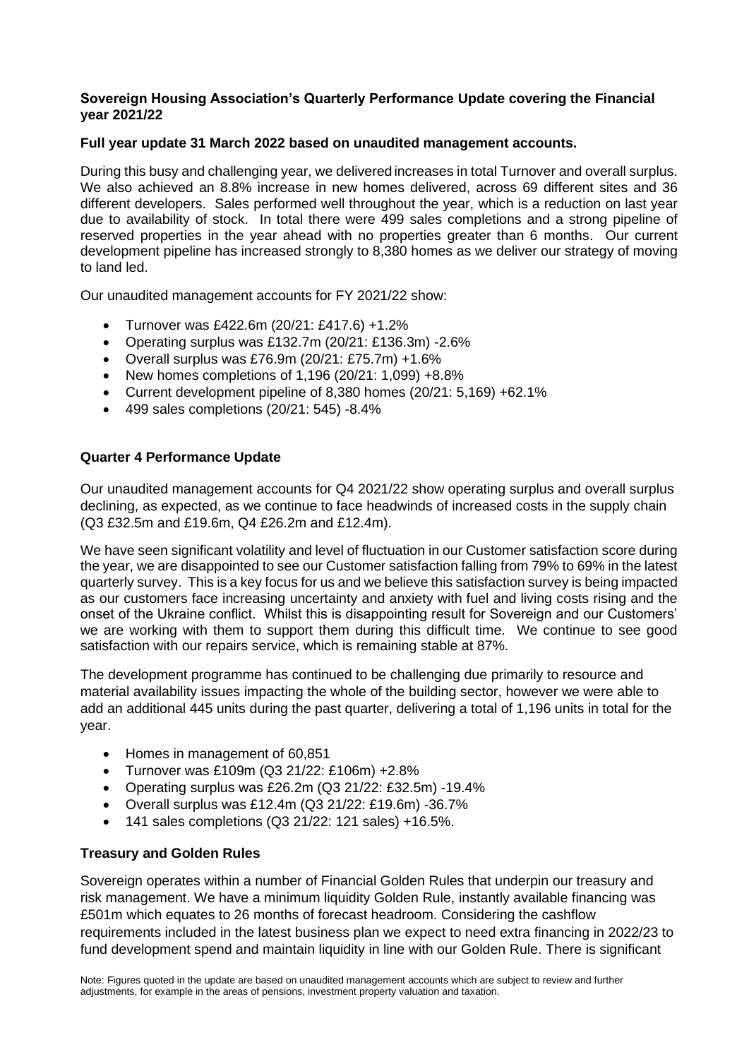**Sovereign Housing Association's Quarterly Performance Update covering the Financial year 2021/22**

**Full year update 31 March 2022 based on unaudited management accounts.**

During this busy and challenging year, we delivered increases in total Turnover and overall surplus. We also achieved an 8.8% increase in new homes delivered, across 69 different sites and 36 different developers. Sales performed well throughout the year, which is a reduction on last year due to availability of stock. In total there were 499 sales completions and a strong pipeline of reserved properties in the year ahead with no properties greater than 6 months. Our current development pipeline has increased strongly to 8,380 homes as we deliver our strategy of moving to land led.

Our unaudited management accounts for FY 2021/22 show:

- Turnover was £422.6m (20/21: £417.6) +1.2%
- Operating surplus was £132.7m (20/21: £136.3m) -2.6%
- Overall surplus was £76.9m (20/21: £75.7m) +1.6%
- New homes completions of 1,196 (20/21: 1,099) +8.8%
- Current development pipeline of 8,380 homes (20/21: 5,169) +62.1%
- 499 sales completions (20/21: 545) -8.4%

**Quarter 4 Performance Update**

Our unaudited management accounts for Q4 2021/22 show operating surplus and overall surplus declining, as expected, as we continue to face headwinds of increased costs in the supply chain (Q3 £32.5m and £19.6m, Q4 £26.2m and £12.4m).

We have seen significant volatility and level of fluctuation in our Customer satisfaction score during the year, we are disappointed to see our Customer satisfaction falling from 79% to 69% in the latest quarterly survey. This is a key focus for us and we believe this satisfaction survey is being impacted as our customers face increasing uncertainty and anxiety with fuel and living costs rising and the onset of the Ukraine conflict. Whilst this is disappointing result for Sovereign and our Customers' we are working with them to support them during this difficult time. We continue to see good satisfaction with our repairs service, which is remaining stable at 87%.

The development programme has continued to be challenging due primarily to resource and material availability issues impacting the whole of the building sector, however we were able to add an additional 445 units during the past quarter, delivering a total of 1,196 units in total for the year.

- Homes in management of 60,851
- Turnover was £109m (Q3 21/22: £106m) +2.8%
- Operating surplus was £26.2m (Q3 21/22: £32.5m) -19.4%
- Overall surplus was £12.4m (Q3 21/22: £19.6m) -36.7%
- 141 sales completions (Q3 21/22: 121 sales) +16.5%.

**Treasury and Golden Rules**

Sovereign operates within a number of Financial Golden Rules that underpin our treasury and risk management. We have a minimum liquidity Golden Rule, instantly available financing was £501m which equates to 26 months of forecast headroom. Considering the cashflow requirements included in the latest business plan we expect to need extra financing in 2022/23 to fund development spend and maintain liquidity in line with our Golden Rule. There is significant

Note: Figures quoted in the update are based on unaudited management accounts which are subject to review and further adjustments, for example in the areas of pensions, investment property valuation and taxation.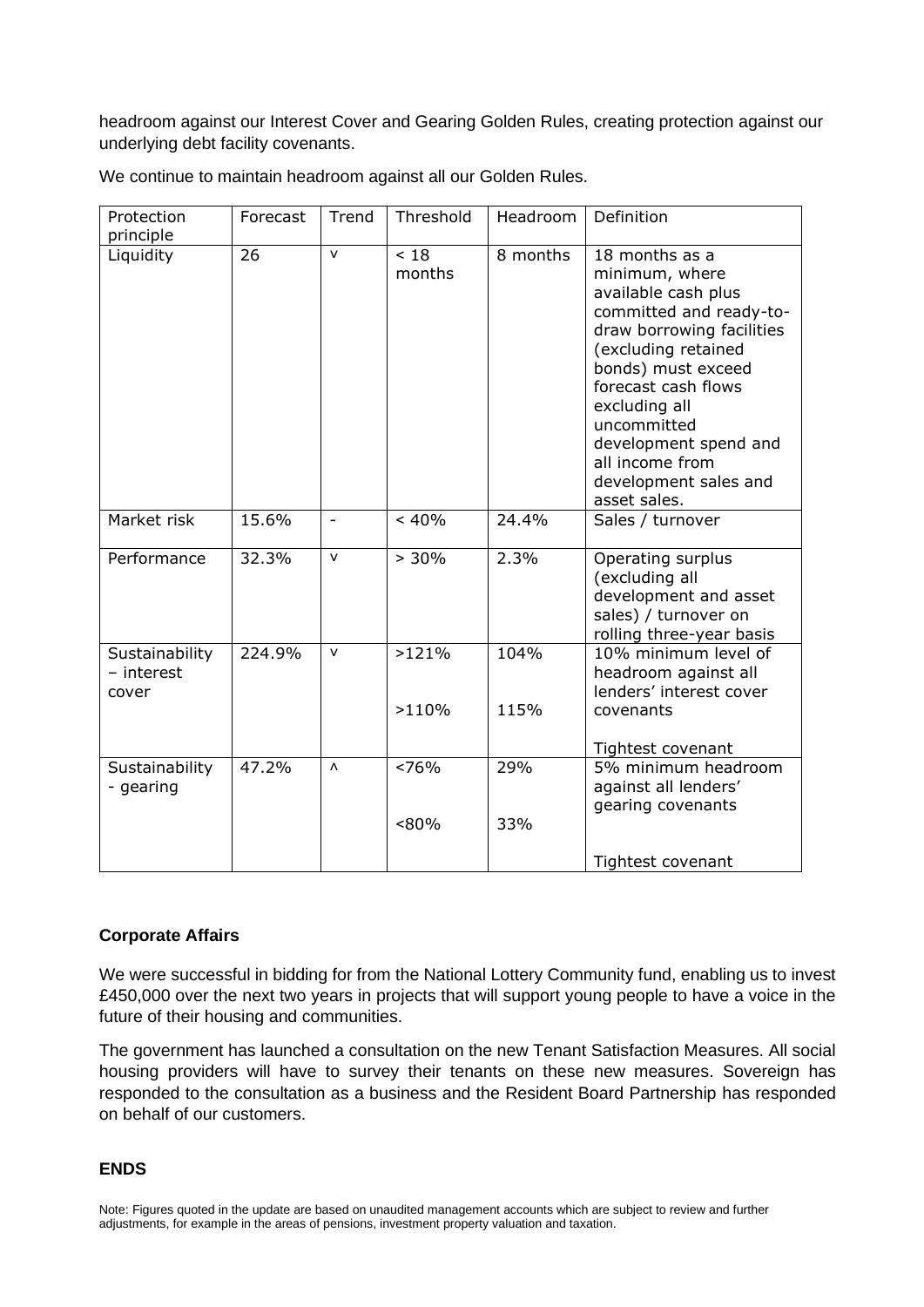headroom against our Interest Cover and Gearing Golden Rules, creating protection against our underlying debt facility covenants.

We continue to maintain headroom against all our Golden Rules.

| Protection principle | Forecast | Trend | Threshold | Headroom | Definition |
|---|---|---|---|---|---|
| Liquidity | 26 | v | < 18 months | 8 months | 18 months as a minimum, where available cash plus committed and ready-to-draw borrowing facilities (excluding retained bonds) must exceed forecast cash flows excluding all uncommitted development spend and all income from development sales and asset sales. |
| Market risk | 15.6% | - | < 40% | 24.4% | Sales / turnover |
| Performance | 32.3% | v | > 30% | 2.3% | Operating surplus (excluding all development and asset sales) / turnover on rolling three-year basis |
| Sustainability – interest cover | 224.9% | v | >121%<br><br>>110% | 104%<br><br>115% | 10% minimum level of headroom against all lenders' interest cover covenants<br><br>Tightest covenant |
| Sustainability - gearing | 47.2% | ^ | <76%<br><br><80% | 29%<br><br>33% | 5% minimum headroom against all lenders' gearing covenants<br><br>Tightest covenant |

**Corporate Affairs**

We were successful in bidding for from the National Lottery Community fund, enabling us to invest £450,000 over the next two years in projects that will support young people to have a voice in the future of their housing and communities.

The government has launched a consultation on the new Tenant Satisfaction Measures. All social housing providers will have to survey their tenants on these new measures. Sovereign has responded to the consultation as a business and the Resident Board Partnership has responded on behalf of our customers.

**ENDS**

Note: Figures quoted in the update are based on unaudited management accounts which are subject to review and further adjustments, for example in the areas of pensions, investment property valuation and taxation.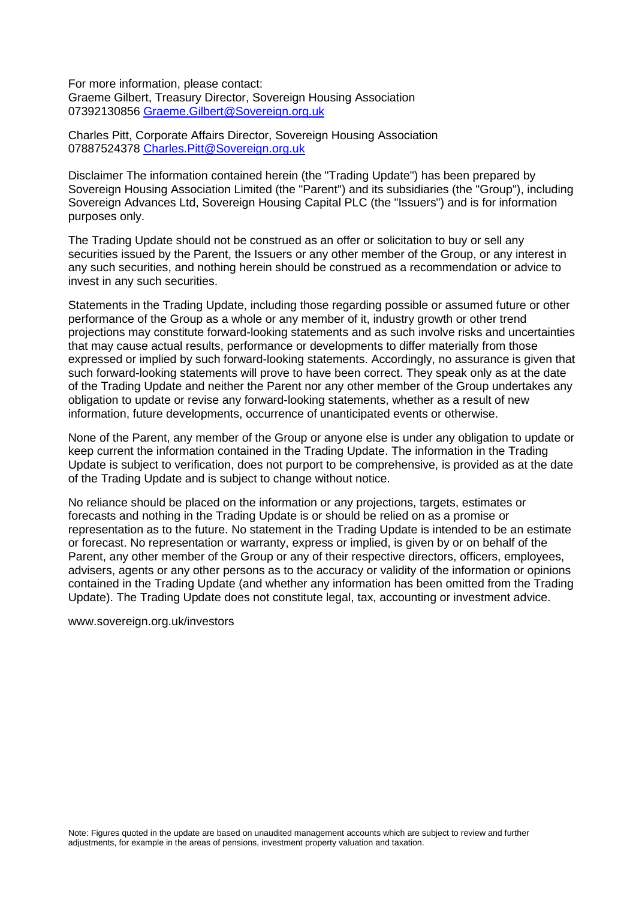For more information, please contact:
Graeme Gilbert, Treasury Director, Sovereign Housing Association
07392130856 [Graeme.Gilbert@Sovereign.org.uk](mailto:Graeme.Gilbert@Sovereign.org.uk)

Charles Pitt, Corporate Affairs Director, Sovereign Housing Association
07887524378 [Charles.Pitt@Sovereign.org.uk](mailto:Charles.Pitt@Sovereign.org.uk)

Disclaimer The information contained herein (the "Trading Update") has been prepared by Sovereign Housing Association Limited (the "Parent") and its subsidiaries (the "Group"), including Sovereign Advances Ltd, Sovereign Housing Capital PLC (the "Issuers") and is for information purposes only.

The Trading Update should not be construed as an offer or solicitation to buy or sell any securities issued by the Parent, the Issuers or any other member of the Group, or any interest in any such securities, and nothing herein should be construed as a recommendation or advice to invest in any such securities.

Statements in the Trading Update, including those regarding possible or assumed future or other performance of the Group as a whole or any member of it, industry growth or other trend projections may constitute forward-looking statements and as such involve risks and uncertainties that may cause actual results, performance or developments to differ materially from those expressed or implied by such forward-looking statements. Accordingly, no assurance is given that such forward-looking statements will prove to have been correct. They speak only as at the date of the Trading Update and neither the Parent nor any other member of the Group undertakes any obligation to update or revise any forward-looking statements, whether as a result of new information, future developments, occurrence of unanticipated events or otherwise.

None of the Parent, any member of the Group or anyone else is under any obligation to update or keep current the information contained in the Trading Update. The information in the Trading Update is subject to verification, does not purport to be comprehensive, is provided as at the date of the Trading Update and is subject to change without notice.

No reliance should be placed on the information or any projections, targets, estimates or forecasts and nothing in the Trading Update is or should be relied on as a promise or representation as to the future. No statement in the Trading Update is intended to be an estimate or forecast. No representation or warranty, express or implied, is given by or on behalf of the Parent, any other member of the Group or any of their respective directors, officers, employees, advisers, agents or any other persons as to the accuracy or validity of the information or opinions contained in the Trading Update (and whether any information has been omitted from the Trading Update). The Trading Update does not constitute legal, tax, accounting or investment advice.

www.sovereign.org.uk/investors

Note: Figures quoted in the update are based on unaudited management accounts which are subject to review and further adjustments, for example in the areas of pensions, investment property valuation and taxation.